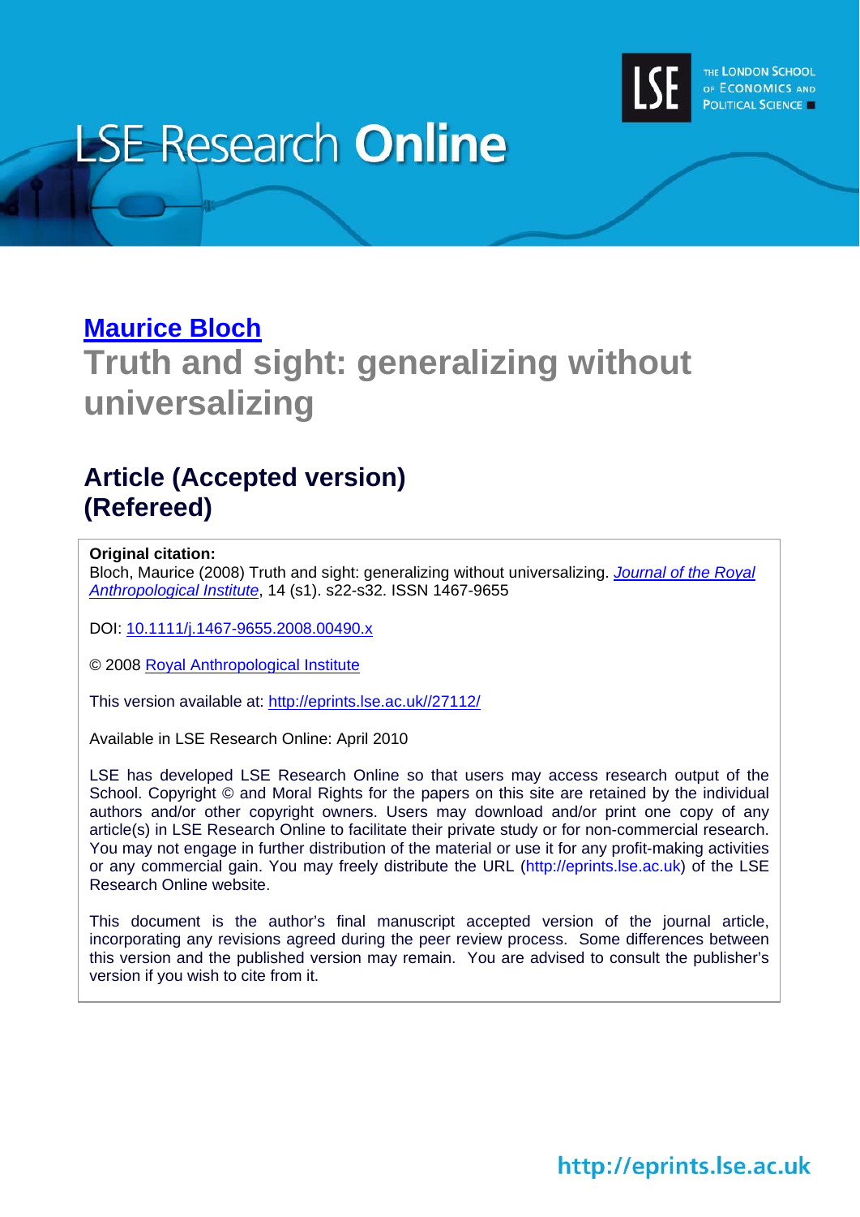# LSE Research Online

THE LONDON SCHOOL OF ECONOMICS AND POLITICAL SCIENCE

## Maurice Bloch

# Truth and sight: generalizing without universalizing

## Article (Accepted version) (Refereed)

**Original citation:**
Bloch, Maurice (2008) Truth and sight: generalizing without universalizing. *Journal of the Royal Anthropological Institute*, 14 (s1). s22-s32. ISSN 1467-9655

DOI: 10.1111/j.1467-9655.2008.00490.x

© 2008 Royal Anthropological Institute

This version available at: http://eprints.lse.ac.uk//27112/

Available in LSE Research Online: April 2010

LSE has developed LSE Research Online so that users may access research output of the School. Copyright © and Moral Rights for the papers on this site are retained by the individual authors and/or other copyright owners. Users may download and/or print one copy of any article(s) in LSE Research Online to facilitate their private study or for non-commercial research. You may not engage in further distribution of the material or use it for any profit-making activities or any commercial gain. You may freely distribute the URL (http://eprints.lse.ac.uk) of the LSE Research Online website.

This document is the author's final manuscript accepted version of the journal article, incorporating any revisions agreed during the peer review process. Some differences between this version and the published version may remain. You are advised to consult the publisher's version if you wish to cite from it.

http://eprints.lse.ac.uk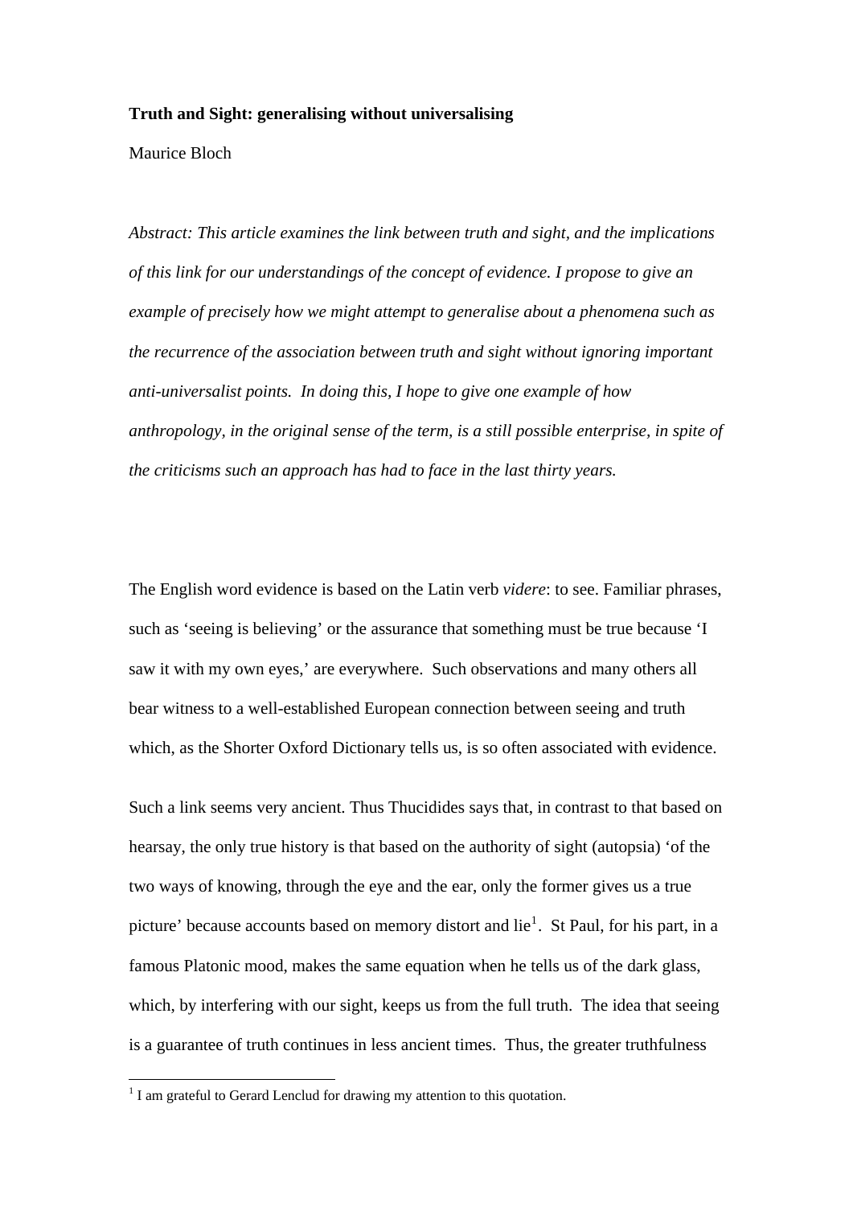**Truth and Sight: generalising without universalising**

Maurice Bloch

*Abstract: This article examines the link between truth and sight, and the implications of this link for our understandings of the concept of evidence. I propose to give an example of precisely how we might attempt to generalise about a phenomena such as the recurrence of the association between truth and sight without ignoring important anti-universalist points. In doing this, I hope to give one example of how anthropology, in the original sense of the term, is a still possible enterprise, in spite of the criticisms such an approach has had to face in the last thirty years.*

The English word evidence is based on the Latin verb *videre*: to see. Familiar phrases, such as 'seeing is believing' or the assurance that something must be true because 'I saw it with my own eyes,' are everywhere. Such observations and many others all bear witness to a well-established European connection between seeing and truth which, as the Shorter Oxford Dictionary tells us, is so often associated with evidence.

Such a link seems very ancient. Thus Thucidides says that, in contrast to that based on hearsay, the only true history is that based on the authority of sight (autopsia) 'of the two ways of knowing, through the eye and the ear, only the former gives us a true picture' because accounts based on memory distort and lie[1]. St Paul, for his part, in a famous Platonic mood, makes the same equation when he tells us of the dark glass, which, by interfering with our sight, keeps us from the full truth. The idea that seeing is a guarantee of truth continues in less ancient times. Thus, the greater truthfulness

[1] I am grateful to Gerard Lenclud for drawing my attention to this quotation.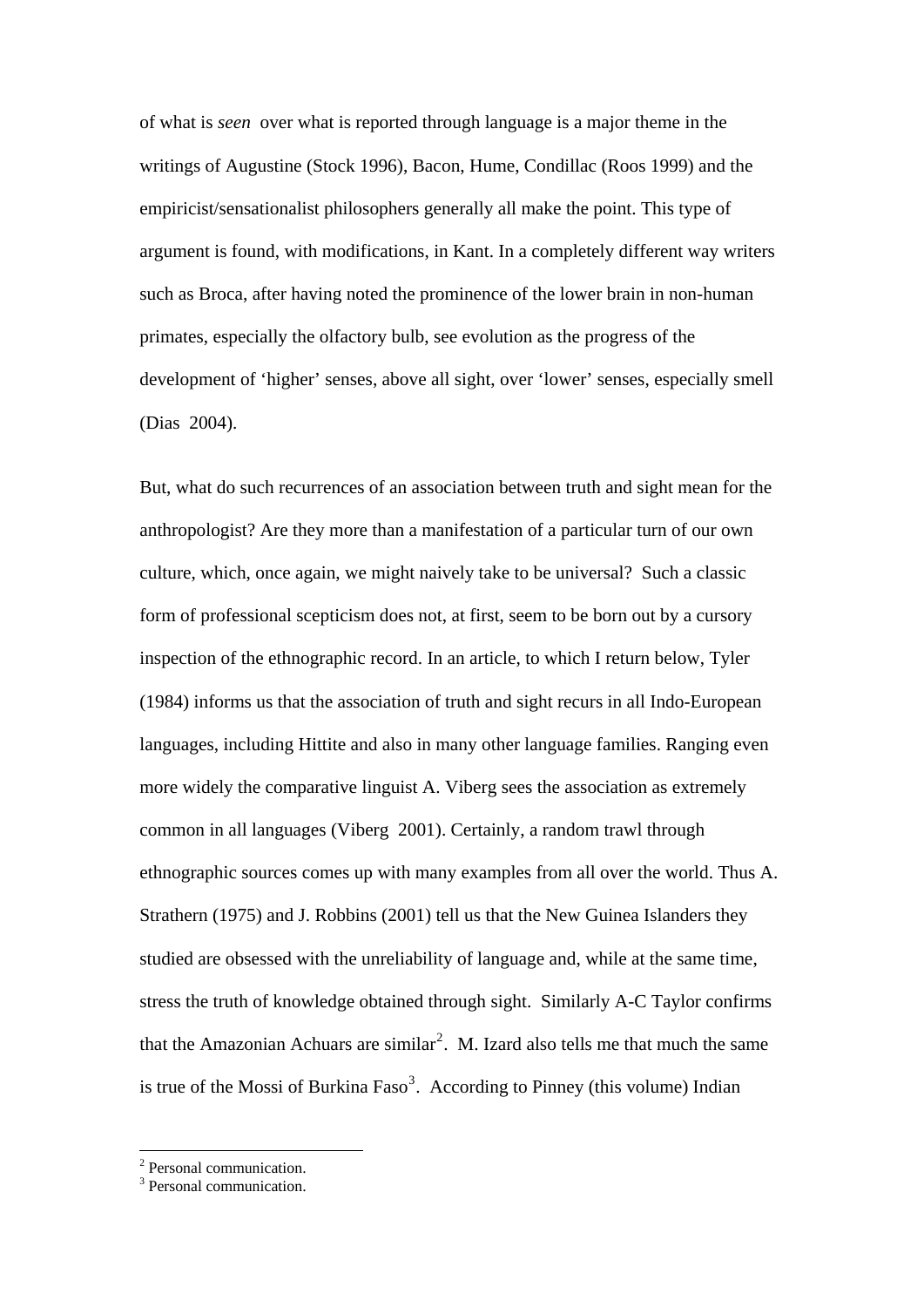of what is *seen* over what is reported through language is a major theme in the writings of Augustine (Stock 1996), Bacon, Hume, Condillac (Roos 1999) and the empiricist/sensationalist philosophers generally all make the point. This type of argument is found, with modifications, in Kant. In a completely different way writers such as Broca, after having noted the prominence of the lower brain in non-human primates, especially the olfactory bulb, see evolution as the progress of the development of 'higher' senses, above all sight, over 'lower' senses, especially smell (Dias 2004).

But, what do such recurrences of an association between truth and sight mean for the anthropologist? Are they more than a manifestation of a particular turn of our own culture, which, once again, we might naively take to be universal? Such a classic form of professional scepticism does not, at first, seem to be born out by a cursory inspection of the ethnographic record. In an article, to which I return below, Tyler (1984) informs us that the association of truth and sight recurs in all Indo-European languages, including Hittite and also in many other language families. Ranging even more widely the comparative linguist A. Viberg sees the association as extremely common in all languages (Viberg 2001). Certainly, a random trawl through ethnographic sources comes up with many examples from all over the world. Thus A. Strathern (1975) and J. Robbins (2001) tell us that the New Guinea Islanders they studied are obsessed with the unreliability of language and, while at the same time, stress the truth of knowledge obtained through sight. Similarly A-C Taylor confirms that the Amazonian Achuars are similar[2]. M. Izard also tells me that much the same is true of the Mossi of Burkina Faso[3]. According to Pinney (this volume) Indian

[2] Personal communication.

[3] Personal communication.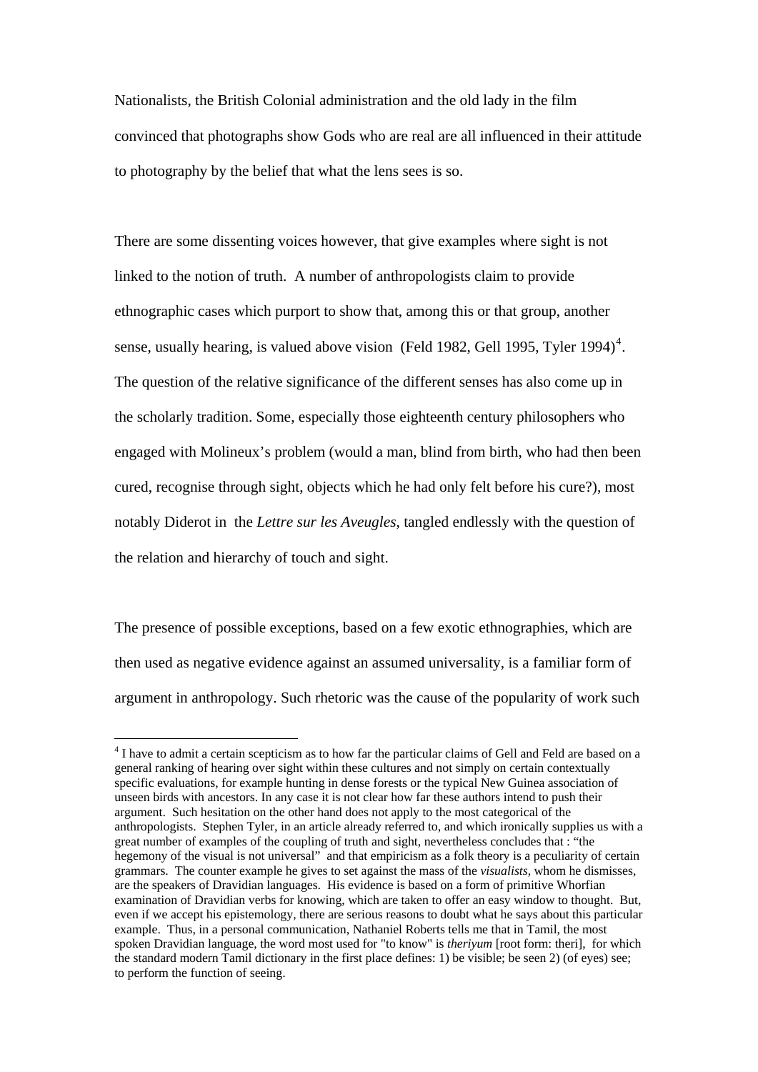Nationalists, the British Colonial administration and the old lady in the film convinced that photographs show Gods who are real are all influenced in their attitude to photography by the belief that what the lens sees is so.

There are some dissenting voices however, that give examples where sight is not linked to the notion of truth. A number of anthropologists claim to provide ethnographic cases which purport to show that, among this or that group, another sense, usually hearing, is valued above vision (Feld 1982, Gell 1995, Tyler 1994)[4]. The question of the relative significance of the different senses has also come up in the scholarly tradition. Some, especially those eighteenth century philosophers who engaged with Molineux's problem (would a man, blind from birth, who had then been cured, recognise through sight, objects which he had only felt before his cure?), most notably Diderot in the *Lettre sur les Aveugles*, tangled endlessly with the question of the relation and hierarchy of touch and sight.

The presence of possible exceptions, based on a few exotic ethnographies, which are then used as negative evidence against an assumed universality, is a familiar form of argument in anthropology. Such rhetoric was the cause of the popularity of work such

[4] I have to admit a certain scepticism as to how far the particular claims of Gell and Feld are based on a general ranking of hearing over sight within these cultures and not simply on certain contextually specific evaluations, for example hunting in dense forests or the typical New Guinea association of unseen birds with ancestors. In any case it is not clear how far these authors intend to push their argument. Such hesitation on the other hand does not apply to the most categorical of the anthropologists. Stephen Tyler, in an article already referred to, and which ironically supplies us with a great number of examples of the coupling of truth and sight, nevertheless concludes that : "the hegemony of the visual is not universal" and that empiricism as a folk theory is a peculiarity of certain grammars. The counter example he gives to set against the mass of the *visualists*, whom he dismisses, are the speakers of Dravidian languages. His evidence is based on a form of primitive Whorfian examination of Dravidian verbs for knowing, which are taken to offer an easy window to thought. But, even if we accept his epistemology, there are serious reasons to doubt what he says about this particular example. Thus, in a personal communication, Nathaniel Roberts tells me that in Tamil, the most spoken Dravidian language, the word most used for "to know" is *theriyum* [root form: theri], for which the standard modern Tamil dictionary in the first place defines: 1) be visible; be seen 2) (of eyes) see; to perform the function of seeing.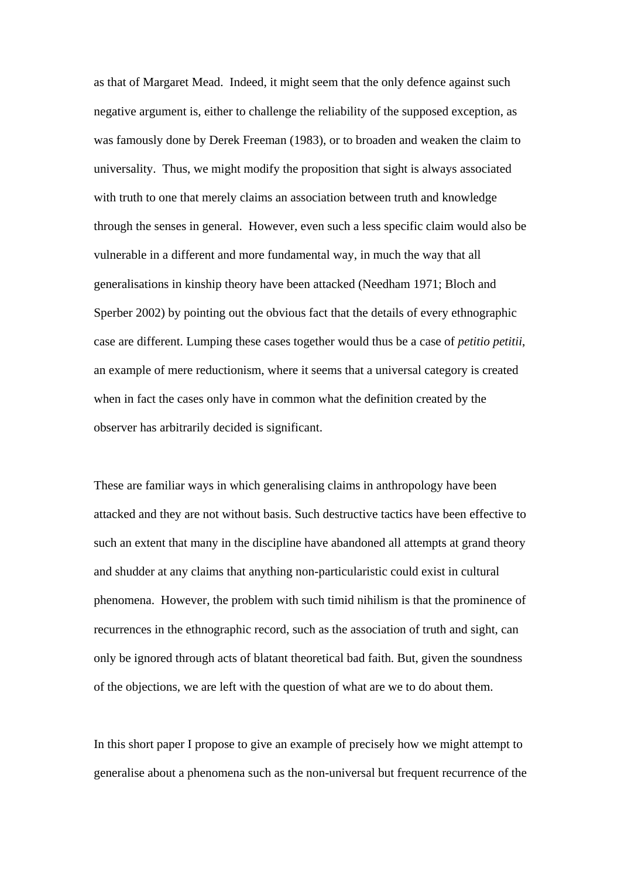as that of Margaret Mead. Indeed, it might seem that the only defence against such negative argument is, either to challenge the reliability of the supposed exception, as was famously done by Derek Freeman (1983), or to broaden and weaken the claim to universality. Thus, we might modify the proposition that sight is always associated with truth to one that merely claims an association between truth and knowledge through the senses in general. However, even such a less specific claim would also be vulnerable in a different and more fundamental way, in much the way that all generalisations in kinship theory have been attacked (Needham 1971; Bloch and Sperber 2002) by pointing out the obvious fact that the details of every ethnographic case are different. Lumping these cases together would thus be a case of *petitio petitii*, an example of mere reductionism, where it seems that a universal category is created when in fact the cases only have in common what the definition created by the observer has arbitrarily decided is significant.

These are familiar ways in which generalising claims in anthropology have been attacked and they are not without basis. Such destructive tactics have been effective to such an extent that many in the discipline have abandoned all attempts at grand theory and shudder at any claims that anything non-particularistic could exist in cultural phenomena. However, the problem with such timid nihilism is that the prominence of recurrences in the ethnographic record, such as the association of truth and sight, can only be ignored through acts of blatant theoretical bad faith. But, given the soundness of the objections, we are left with the question of what are we to do about them.

In this short paper I propose to give an example of precisely how we might attempt to generalise about a phenomena such as the non-universal but frequent recurrence of the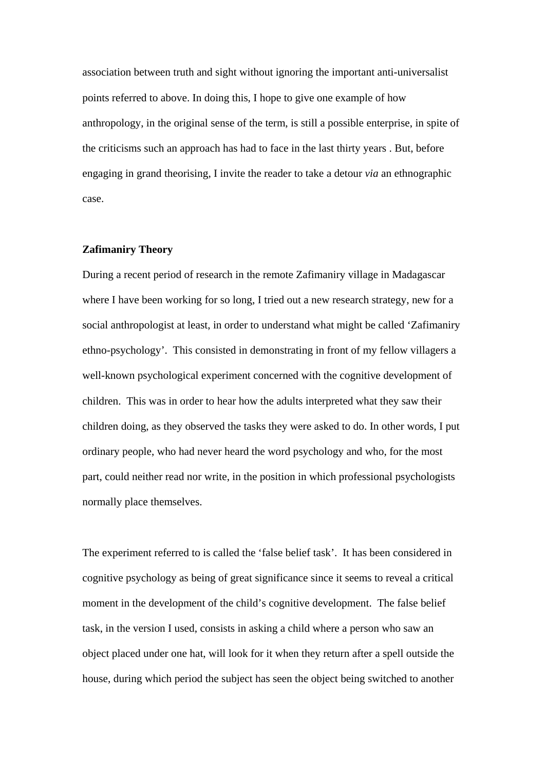association between truth and sight without ignoring the important anti-universalist points referred to above. In doing this, I hope to give one example of how anthropology, in the original sense of the term, is still a possible enterprise, in spite of the criticisms such an approach has had to face in the last thirty years . But, before engaging in grand theorising, I invite the reader to take a detour *via* an ethnographic case.

**Zafimaniry Theory**

During a recent period of research in the remote Zafimaniry village in Madagascar where I have been working for so long, I tried out a new research strategy, new for a social anthropologist at least, in order to understand what might be called 'Zafimaniry ethno-psychology'. This consisted in demonstrating in front of my fellow villagers a well-known psychological experiment concerned with the cognitive development of children. This was in order to hear how the adults interpreted what they saw their children doing, as they observed the tasks they were asked to do. In other words, I put ordinary people, who had never heard the word psychology and who, for the most part, could neither read nor write, in the position in which professional psychologists normally place themselves.

The experiment referred to is called the 'false belief task'. It has been considered in cognitive psychology as being of great significance since it seems to reveal a critical moment in the development of the child's cognitive development. The false belief task, in the version I used, consists in asking a child where a person who saw an object placed under one hat, will look for it when they return after a spell outside the house, during which period the subject has seen the object being switched to another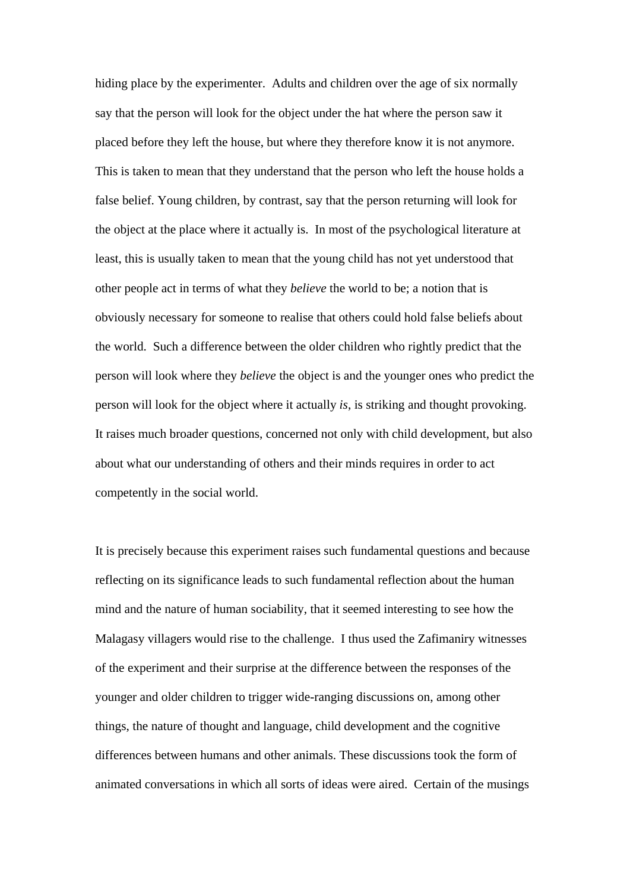hiding place by the experimenter. Adults and children over the age of six normally say that the person will look for the object under the hat where the person saw it placed before they left the house, but where they therefore know it is not anymore. This is taken to mean that they understand that the person who left the house holds a false belief. Young children, by contrast, say that the person returning will look for the object at the place where it actually is. In most of the psychological literature at least, this is usually taken to mean that the young child has not yet understood that other people act in terms of what they *believe* the world to be; a notion that is obviously necessary for someone to realise that others could hold false beliefs about the world. Such a difference between the older children who rightly predict that the person will look where they *believe* the object is and the younger ones who predict the person will look for the object where it actually *is*, is striking and thought provoking. It raises much broader questions, concerned not only with child development, but also about what our understanding of others and their minds requires in order to act competently in the social world.

It is precisely because this experiment raises such fundamental questions and because reflecting on its significance leads to such fundamental reflection about the human mind and the nature of human sociability, that it seemed interesting to see how the Malagasy villagers would rise to the challenge. I thus used the Zafimaniry witnesses of the experiment and their surprise at the difference between the responses of the younger and older children to trigger wide-ranging discussions on, among other things, the nature of thought and language, child development and the cognitive differences between humans and other animals. These discussions took the form of animated conversations in which all sorts of ideas were aired. Certain of the musings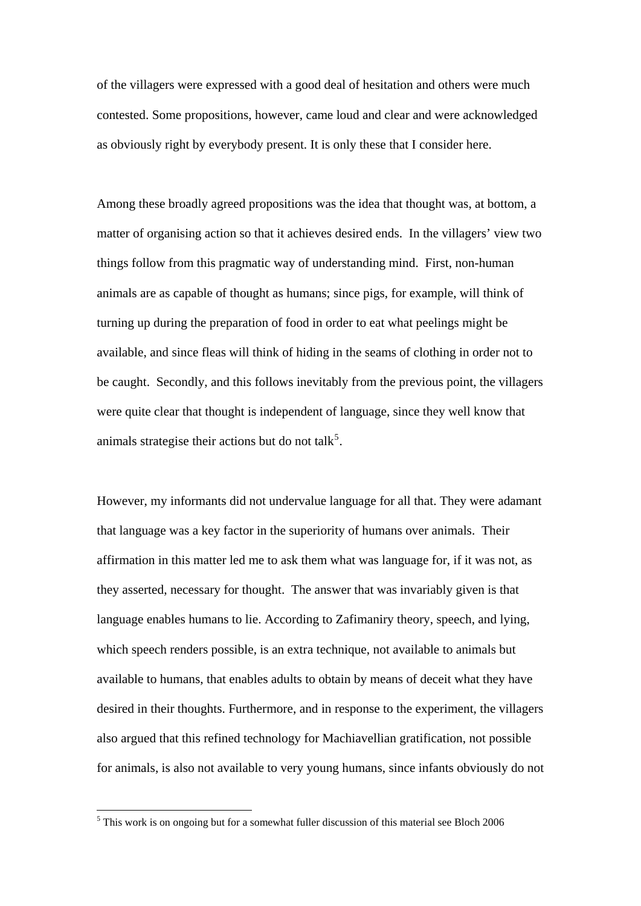of the villagers were expressed with a good deal of hesitation and others were much contested. Some propositions, however, came loud and clear and were acknowledged as obviously right by everybody present. It is only these that I consider here.

Among these broadly agreed propositions was the idea that thought was, at bottom, a matter of organising action so that it achieves desired ends. In the villagers' view two things follow from this pragmatic way of understanding mind. First, non-human animals are as capable of thought as humans; since pigs, for example, will think of turning up during the preparation of food in order to eat what peelings might be available, and since fleas will think of hiding in the seams of clothing in order not to be caught. Secondly, and this follows inevitably from the previous point, the villagers were quite clear that thought is independent of language, since they well know that animals strategise their actions but do not talk[5].

However, my informants did not undervalue language for all that. They were adamant that language was a key factor in the superiority of humans over animals. Their affirmation in this matter led me to ask them what was language for, if it was not, as they asserted, necessary for thought. The answer that was invariably given is that language enables humans to lie. According to Zafimaniry theory, speech, and lying, which speech renders possible, is an extra technique, not available to animals but available to humans, that enables adults to obtain by means of deceit what they have desired in their thoughts. Furthermore, and in response to the experiment, the villagers also argued that this refined technology for Machiavellian gratification, not possible for animals, is also not available to very young humans, since infants obviously do not

[5] This work is on ongoing but for a somewhat fuller discussion of this material see Bloch 2006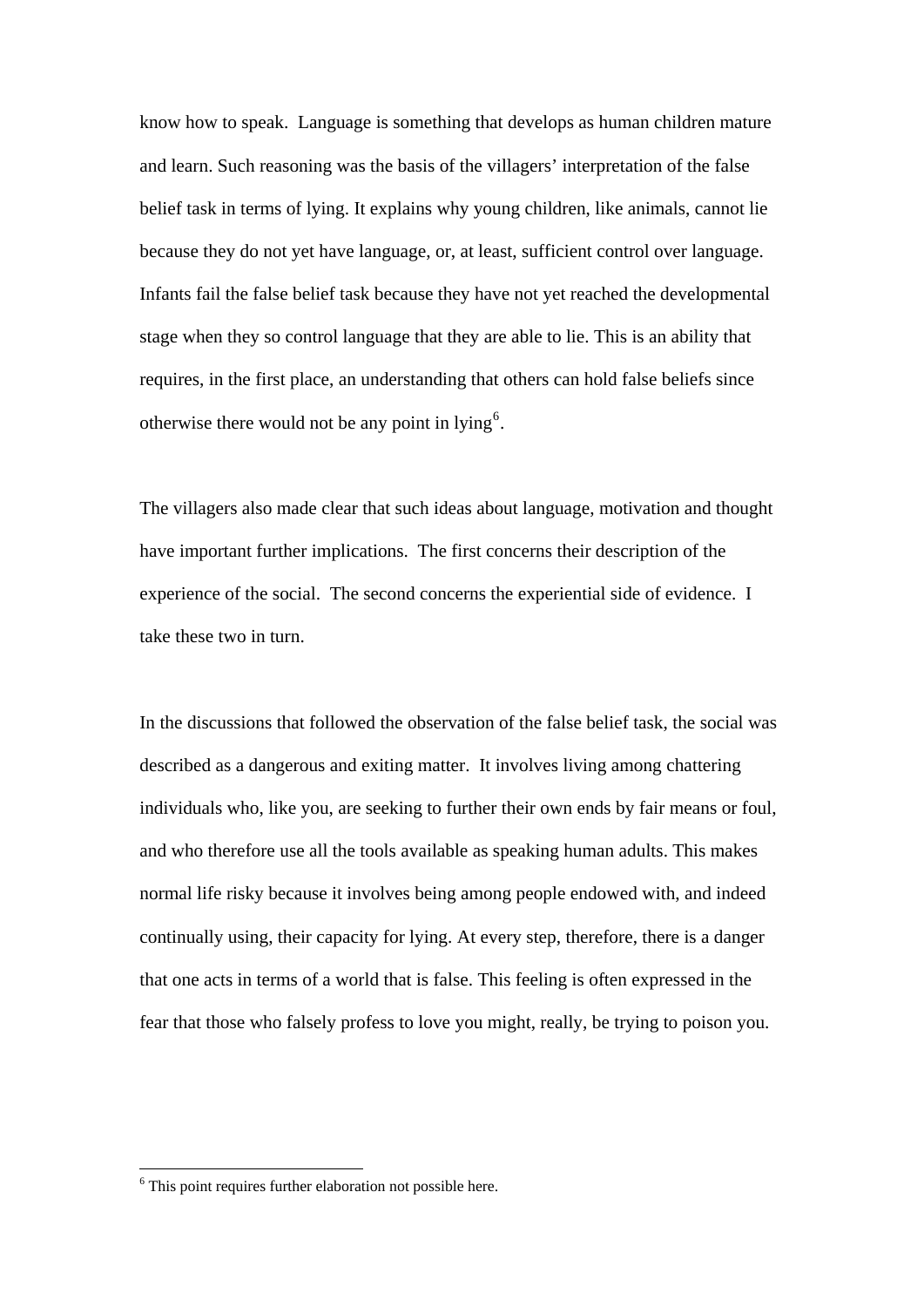know how to speak. Language is something that develops as human children mature and learn. Such reasoning was the basis of the villagers' interpretation of the false belief task in terms of lying. It explains why young children, like animals, cannot lie because they do not yet have language, or, at least, sufficient control over language. Infants fail the false belief task because they have not yet reached the developmental stage when they so control language that they are able to lie. This is an ability that requires, in the first place, an understanding that others can hold false beliefs since otherwise there would not be any point in lying[6].

The villagers also made clear that such ideas about language, motivation and thought have important further implications. The first concerns their description of the experience of the social. The second concerns the experiential side of evidence. I take these two in turn.

In the discussions that followed the observation of the false belief task, the social was described as a dangerous and exiting matter. It involves living among chattering individuals who, like you, are seeking to further their own ends by fair means or foul, and who therefore use all the tools available as speaking human adults. This makes normal life risky because it involves being among people endowed with, and indeed continually using, their capacity for lying. At every step, therefore, there is a danger that one acts in terms of a world that is false. This feeling is often expressed in the fear that those who falsely profess to love you might, really, be trying to poison you.

---

[6] This point requires further elaboration not possible here.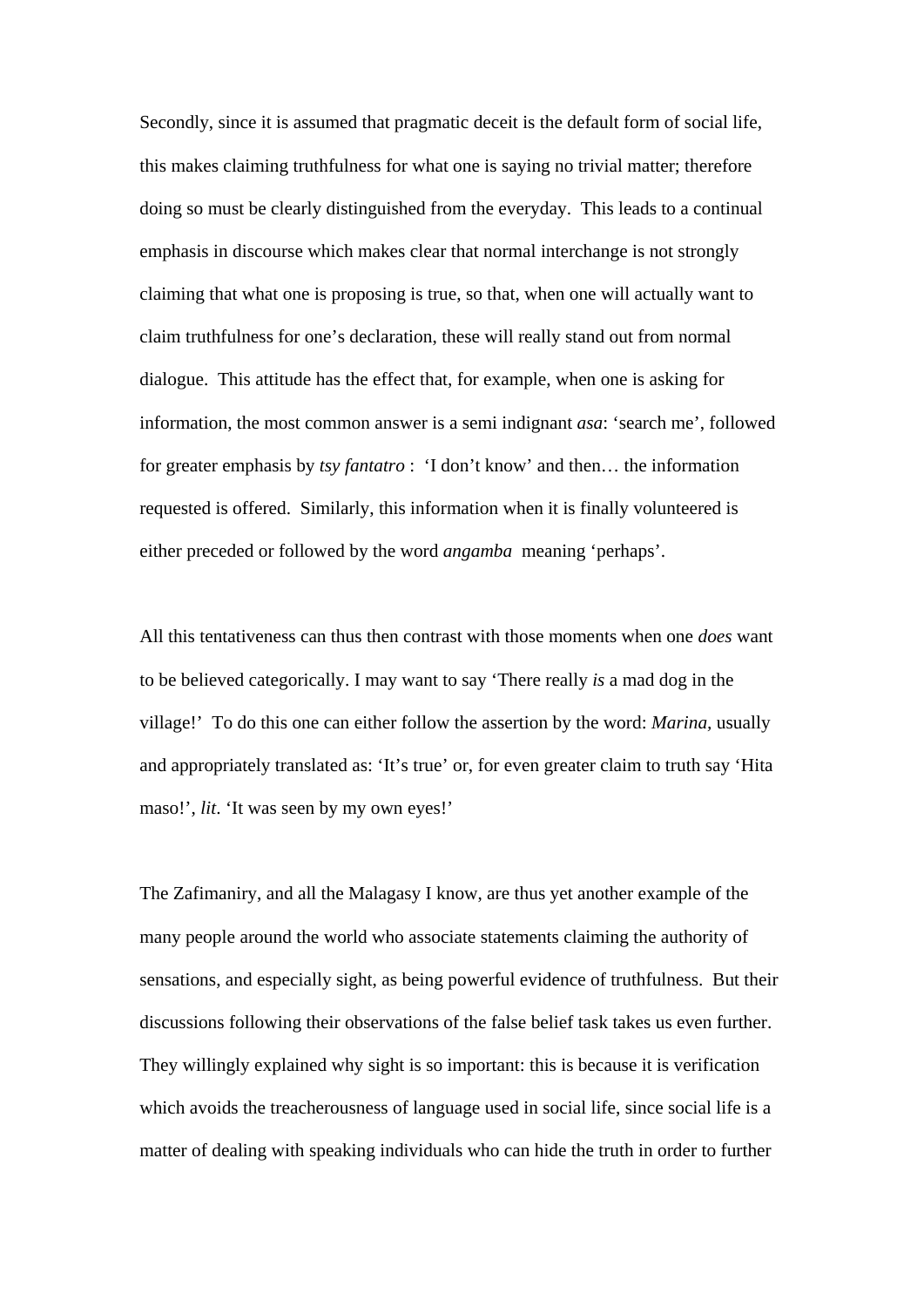Secondly, since it is assumed that pragmatic deceit is the default form of social life, this makes claiming truthfulness for what one is saying no trivial matter; therefore doing so must be clearly distinguished from the everyday. This leads to a continual emphasis in discourse which makes clear that normal interchange is not strongly claiming that what one is proposing is true, so that, when one will actually want to claim truthfulness for one's declaration, these will really stand out from normal dialogue. This attitude has the effect that, for example, when one is asking for information, the most common answer is a semi indignant *asa*: 'search me', followed for greater emphasis by *tsy fantatro* : 'I don't know' and then… the information requested is offered. Similarly, this information when it is finally volunteered is either preceded or followed by the word *angamba* meaning 'perhaps'.

All this tentativeness can thus then contrast with those moments when one *does* want to be believed categorically. I may want to say 'There really *is* a mad dog in the village!' To do this one can either follow the assertion by the word: *Marina,* usually and appropriately translated as: 'It's true' or, for even greater claim to truth say 'Hita maso!', *lit*. 'It was seen by my own eyes!'

The Zafimaniry, and all the Malagasy I know, are thus yet another example of the many people around the world who associate statements claiming the authority of sensations, and especially sight, as being powerful evidence of truthfulness. But their discussions following their observations of the false belief task takes us even further. They willingly explained why sight is so important: this is because it is verification which avoids the treacherousness of language used in social life, since social life is a matter of dealing with speaking individuals who can hide the truth in order to further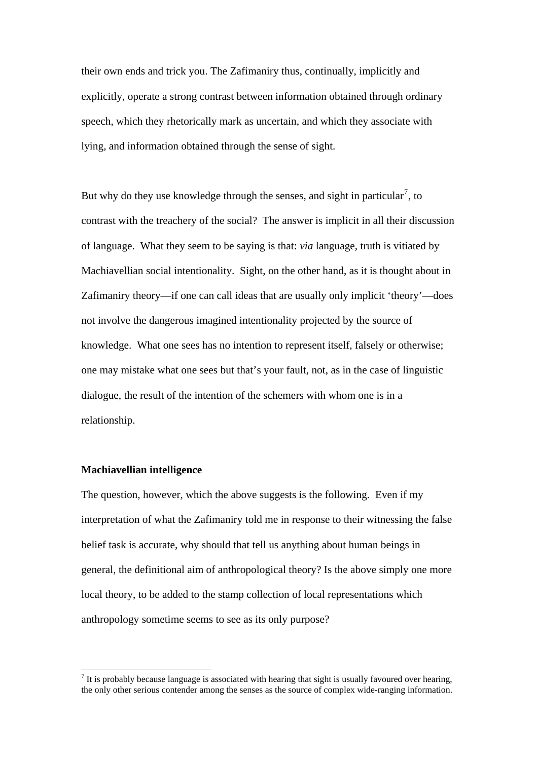their own ends and trick you. The Zafimaniry thus, continually, implicitly and explicitly, operate a strong contrast between information obtained through ordinary speech, which they rhetorically mark as uncertain, and which they associate with lying, and information obtained through the sense of sight.

But why do they use knowledge through the senses, and sight in particular[7], to contrast with the treachery of the social? The answer is implicit in all their discussion of language. What they seem to be saying is that: *via* language, truth is vitiated by Machiavellian social intentionality. Sight, on the other hand, as it is thought about in Zafimaniry theory—if one can call ideas that are usually only implicit 'theory'—does not involve the dangerous imagined intentionality projected by the source of knowledge. What one sees has no intention to represent itself, falsely or otherwise; one may mistake what one sees but that's your fault, not, as in the case of linguistic dialogue, the result of the intention of the schemers with whom one is in a relationship.

**Machiavellian intelligence**

The question, however, which the above suggests is the following. Even if my interpretation of what the Zafimaniry told me in response to their witnessing the false belief task is accurate, why should that tell us anything about human beings in general, the definitional aim of anthropological theory? Is the above simply one more local theory, to be added to the stamp collection of local representations which anthropology sometime seems to see as its only purpose?

[7] It is probably because language is associated with hearing that sight is usually favoured over hearing, the only other serious contender among the senses as the source of complex wide-ranging information.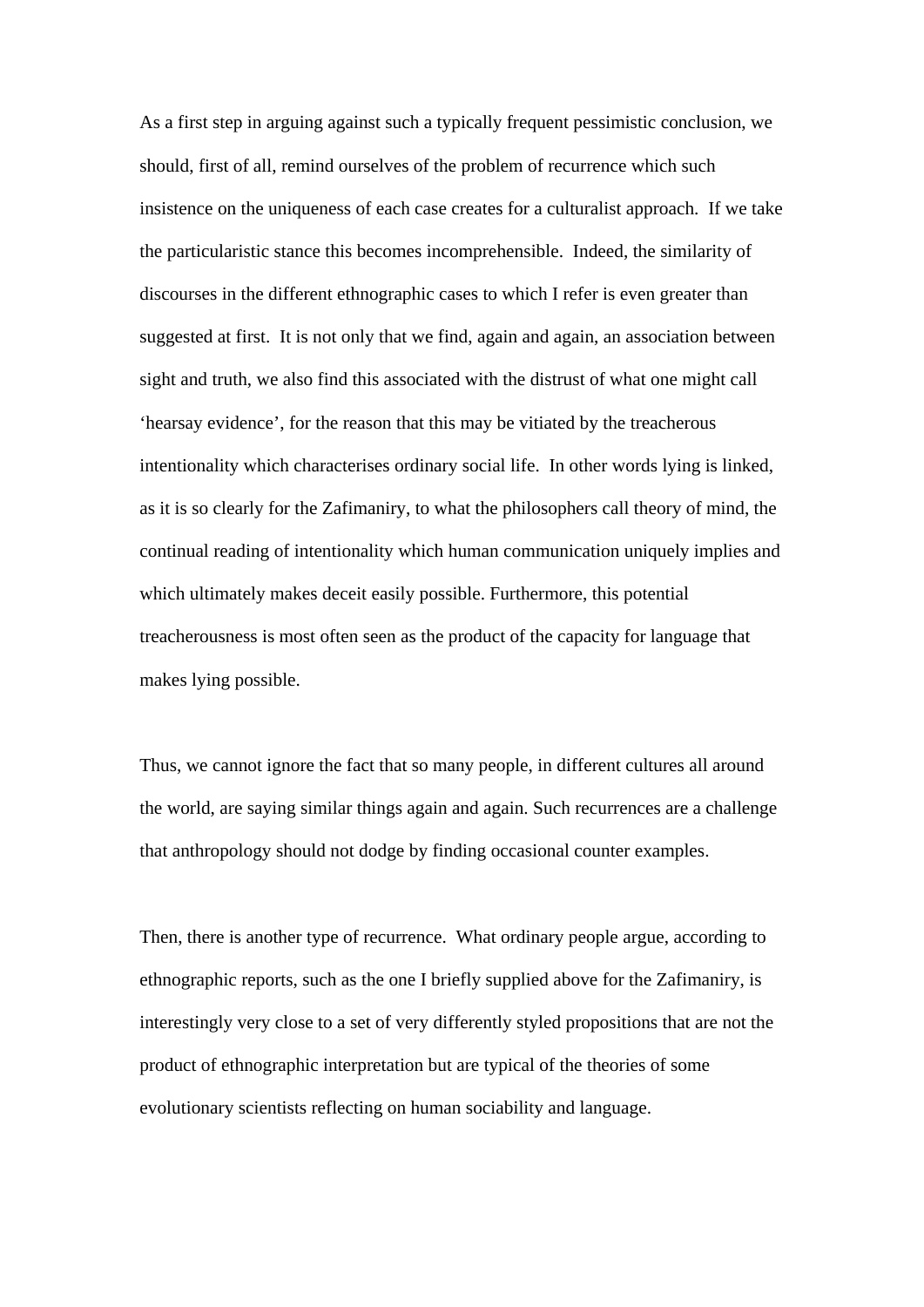As a first step in arguing against such a typically frequent pessimistic conclusion, we should, first of all, remind ourselves of the problem of recurrence which such insistence on the uniqueness of each case creates for a culturalist approach. If we take the particularistic stance this becomes incomprehensible. Indeed, the similarity of discourses in the different ethnographic cases to which I refer is even greater than suggested at first. It is not only that we find, again and again, an association between sight and truth, we also find this associated with the distrust of what one might call 'hearsay evidence', for the reason that this may be vitiated by the treacherous intentionality which characterises ordinary social life. In other words lying is linked, as it is so clearly for the Zafimaniry, to what the philosophers call theory of mind, the continual reading of intentionality which human communication uniquely implies and which ultimately makes deceit easily possible. Furthermore, this potential treacherousness is most often seen as the product of the capacity for language that makes lying possible.

Thus, we cannot ignore the fact that so many people, in different cultures all around the world, are saying similar things again and again. Such recurrences are a challenge that anthropology should not dodge by finding occasional counter examples.

Then, there is another type of recurrence. What ordinary people argue, according to ethnographic reports, such as the one I briefly supplied above for the Zafimaniry, is interestingly very close to a set of very differently styled propositions that are not the product of ethnographic interpretation but are typical of the theories of some evolutionary scientists reflecting on human sociability and language.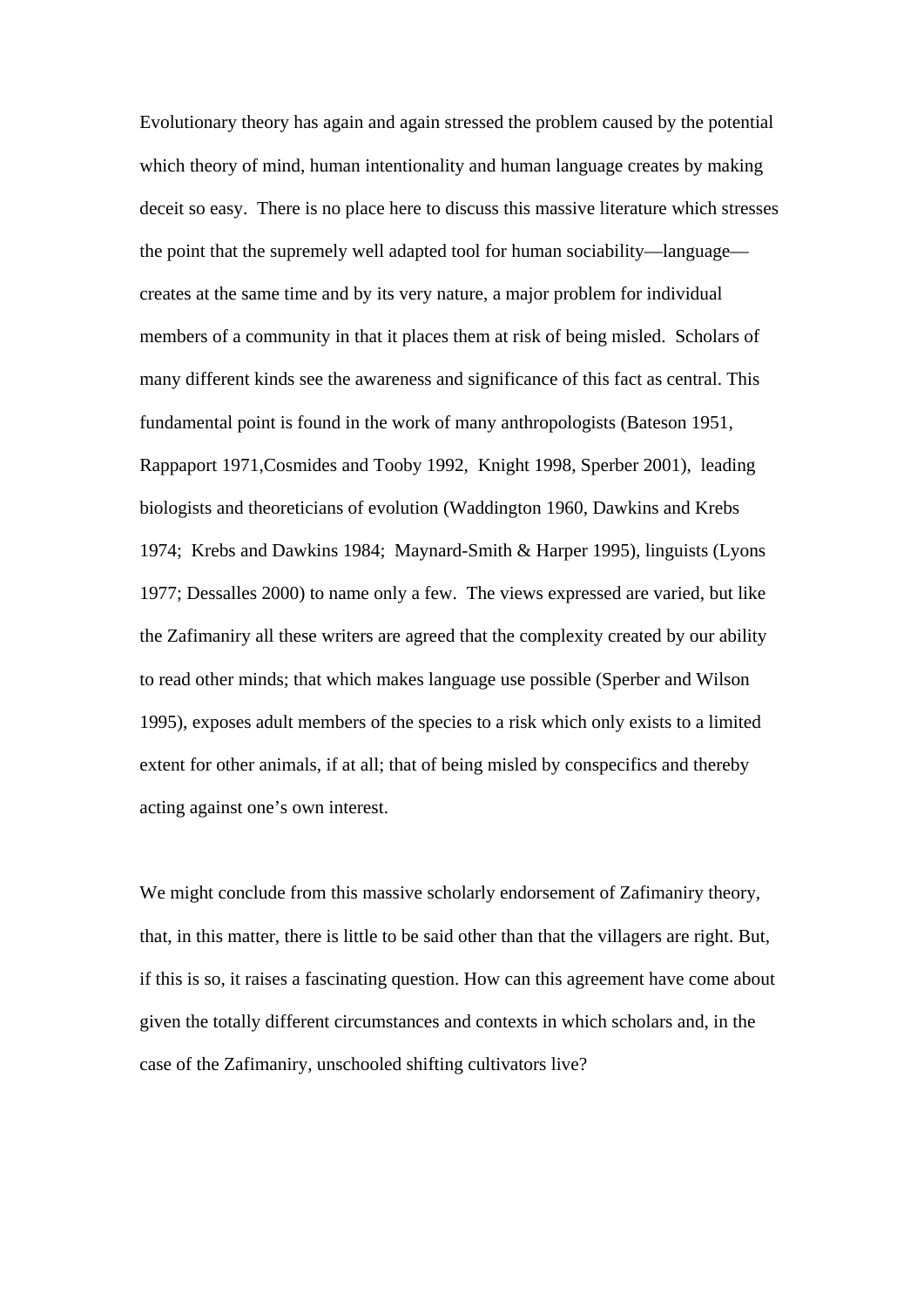Evolutionary theory has again and again stressed the problem caused by the potential which theory of mind, human intentionality and human language creates by making deceit so easy. There is no place here to discuss this massive literature which stresses the point that the supremely well adapted tool for human sociability—language—creates at the same time and by its very nature, a major problem for individual members of a community in that it places them at risk of being misled. Scholars of many different kinds see the awareness and significance of this fact as central. This fundamental point is found in the work of many anthropologists (Bateson 1951, Rappaport 1971,Cosmides and Tooby 1992, Knight 1998, Sperber 2001), leading biologists and theoreticians of evolution (Waddington 1960, Dawkins and Krebs 1974; Krebs and Dawkins 1984; Maynard-Smith & Harper 1995), linguists (Lyons 1977; Dessalles 2000) to name only a few. The views expressed are varied, but like the Zafimaniry all these writers are agreed that the complexity created by our ability to read other minds; that which makes language use possible (Sperber and Wilson 1995), exposes adult members of the species to a risk which only exists to a limited extent for other animals, if at all; that of being misled by conspecifics and thereby acting against one's own interest.

We might conclude from this massive scholarly endorsement of Zafimaniry theory, that, in this matter, there is little to be said other than that the villagers are right. But, if this is so, it raises a fascinating question. How can this agreement have come about given the totally different circumstances and contexts in which scholars and, in the case of the Zafimaniry, unschooled shifting cultivators live?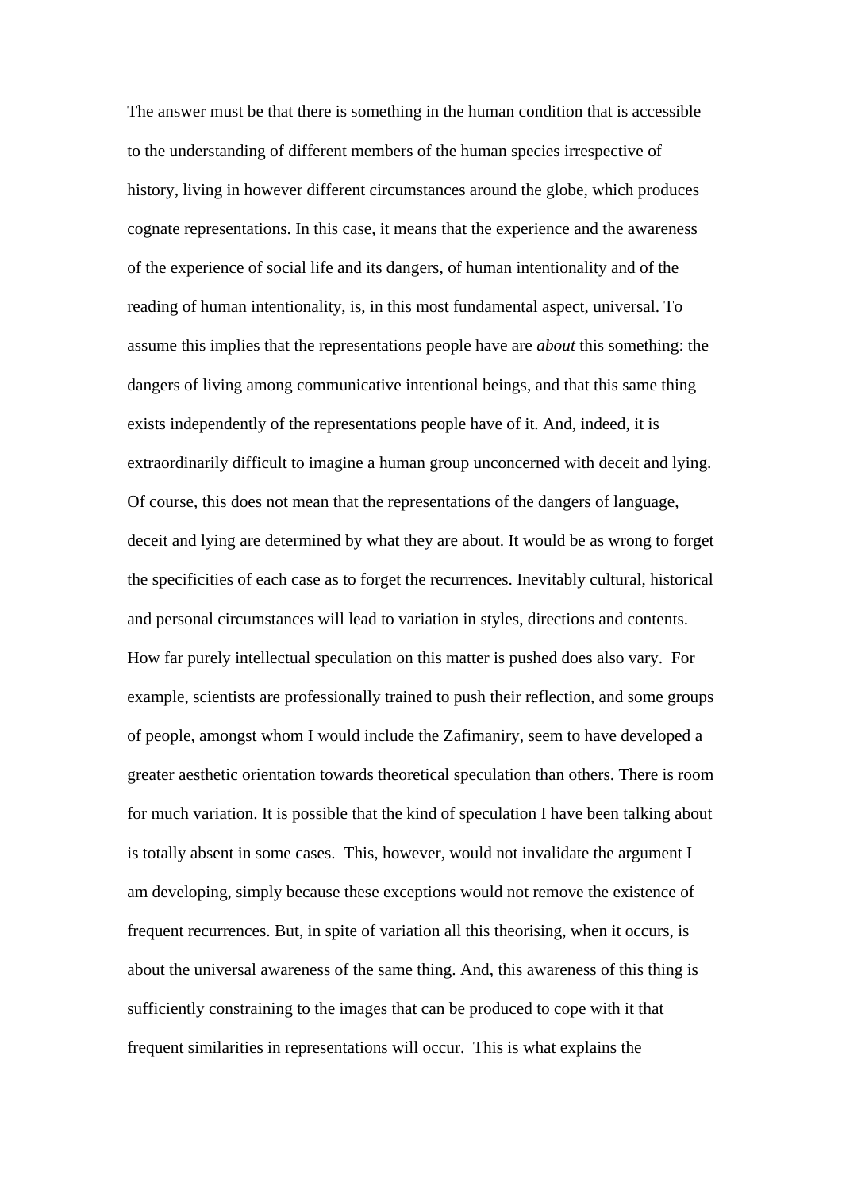The answer must be that there is something in the human condition that is accessible to the understanding of different members of the human species irrespective of history, living in however different circumstances around the globe, which produces cognate representations. In this case, it means that the experience and the awareness of the experience of social life and its dangers, of human intentionality and of the reading of human intentionality, is, in this most fundamental aspect, universal. To assume this implies that the representations people have are *about* this something: the dangers of living among communicative intentional beings, and that this same thing exists independently of the representations people have of it. And, indeed, it is extraordinarily difficult to imagine a human group unconcerned with deceit and lying. Of course, this does not mean that the representations of the dangers of language, deceit and lying are determined by what they are about. It would be as wrong to forget the specificities of each case as to forget the recurrences. Inevitably cultural, historical and personal circumstances will lead to variation in styles, directions and contents. How far purely intellectual speculation on this matter is pushed does also vary. For example, scientists are professionally trained to push their reflection, and some groups of people, amongst whom I would include the Zafimaniry, seem to have developed a greater aesthetic orientation towards theoretical speculation than others. There is room for much variation. It is possible that the kind of speculation I have been talking about is totally absent in some cases. This, however, would not invalidate the argument I am developing, simply because these exceptions would not remove the existence of frequent recurrences. But, in spite of variation all this theorising, when it occurs, is about the universal awareness of the same thing. And, this awareness of this thing is sufficiently constraining to the images that can be produced to cope with it that frequent similarities in representations will occur. This is what explains the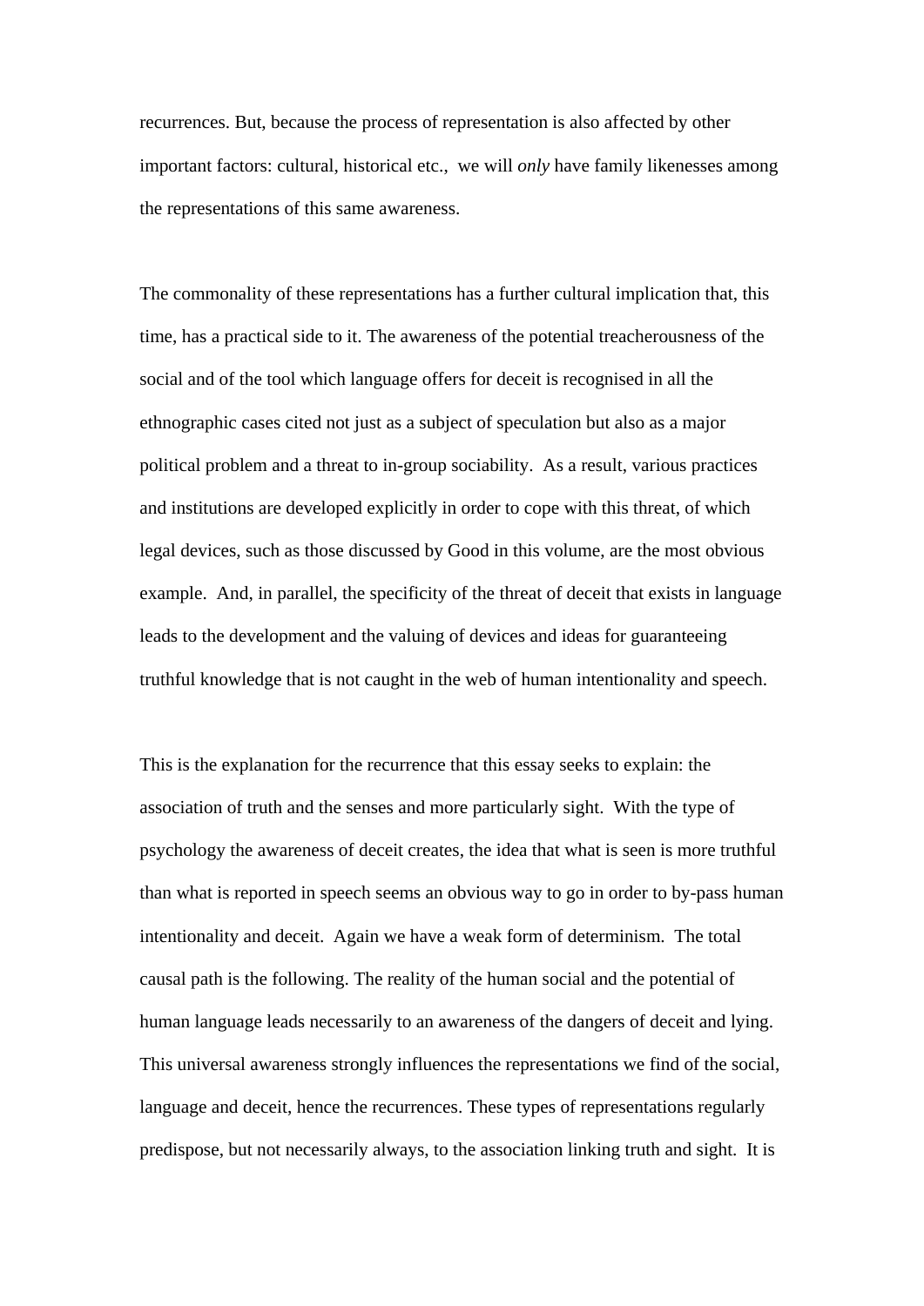recurrences. But, because the process of representation is also affected by other important factors: cultural, historical etc., we will *only* have family likenesses among the representations of this same awareness.

The commonality of these representations has a further cultural implication that, this time, has a practical side to it. The awareness of the potential treacherousness of the social and of the tool which language offers for deceit is recognised in all the ethnographic cases cited not just as a subject of speculation but also as a major political problem and a threat to in-group sociability. As a result, various practices and institutions are developed explicitly in order to cope with this threat, of which legal devices, such as those discussed by Good in this volume, are the most obvious example. And, in parallel, the specificity of the threat of deceit that exists in language leads to the development and the valuing of devices and ideas for guaranteeing truthful knowledge that is not caught in the web of human intentionality and speech.

This is the explanation for the recurrence that this essay seeks to explain: the association of truth and the senses and more particularly sight. With the type of psychology the awareness of deceit creates, the idea that what is seen is more truthful than what is reported in speech seems an obvious way to go in order to by-pass human intentionality and deceit. Again we have a weak form of determinism. The total causal path is the following. The reality of the human social and the potential of human language leads necessarily to an awareness of the dangers of deceit and lying. This universal awareness strongly influences the representations we find of the social, language and deceit, hence the recurrences. These types of representations regularly predispose, but not necessarily always, to the association linking truth and sight. It is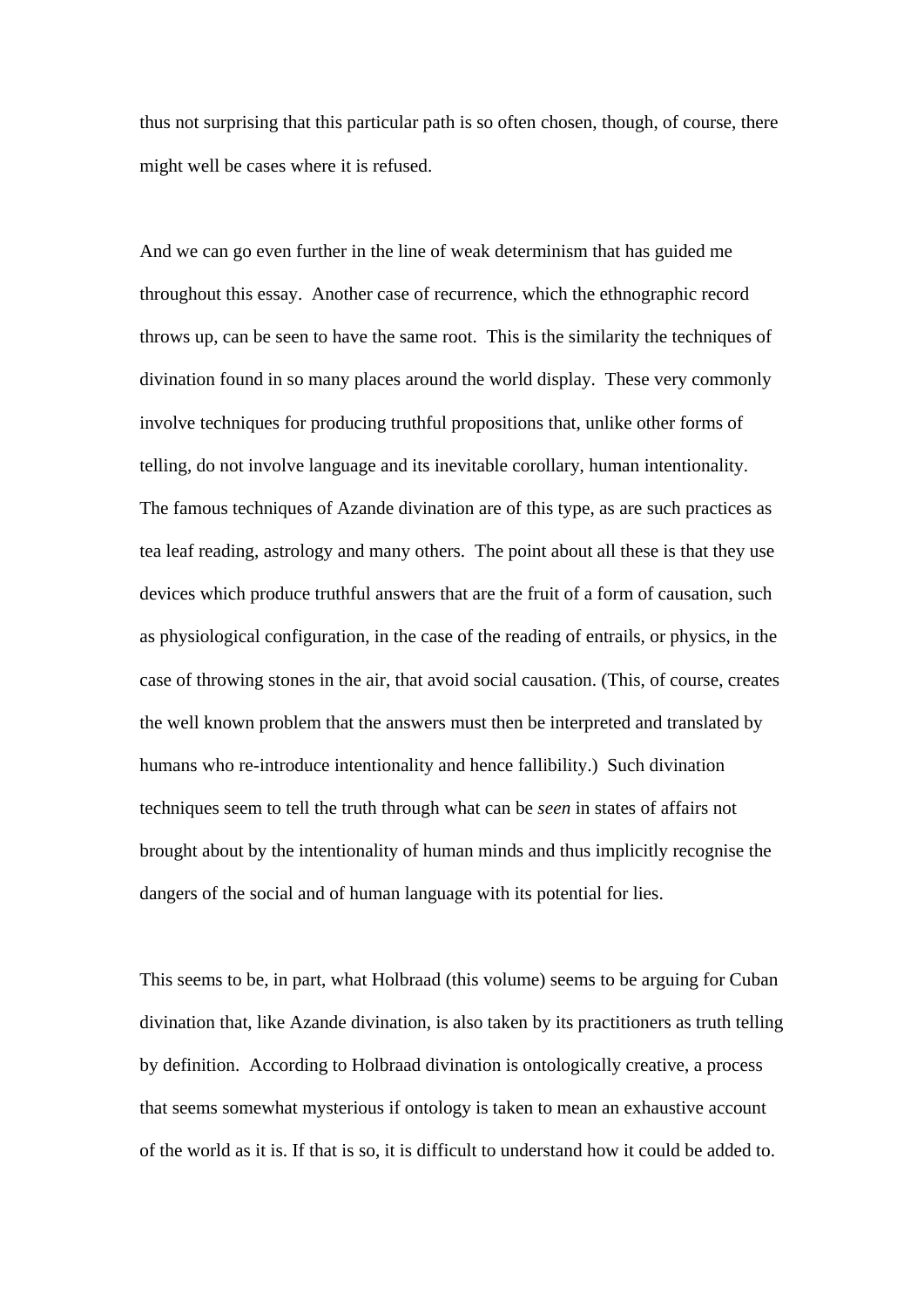thus not surprising that this particular path is so often chosen, though, of course, there might well be cases where it is refused.

And we can go even further in the line of weak determinism that has guided me throughout this essay. Another case of recurrence, which the ethnographic record throws up, can be seen to have the same root. This is the similarity the techniques of divination found in so many places around the world display. These very commonly involve techniques for producing truthful propositions that, unlike other forms of telling, do not involve language and its inevitable corollary, human intentionality. The famous techniques of Azande divination are of this type, as are such practices as tea leaf reading, astrology and many others. The point about all these is that they use devices which produce truthful answers that are the fruit of a form of causation, such as physiological configuration, in the case of the reading of entrails, or physics, in the case of throwing stones in the air, that avoid social causation. (This, of course, creates the well known problem that the answers must then be interpreted and translated by humans who re-introduce intentionality and hence fallibility.) Such divination techniques seem to tell the truth through what can be *seen* in states of affairs not brought about by the intentionality of human minds and thus implicitly recognise the dangers of the social and of human language with its potential for lies.

This seems to be, in part, what Holbraad (this volume) seems to be arguing for Cuban divination that, like Azande divination, is also taken by its practitioners as truth telling by definition. According to Holbraad divination is ontologically creative, a process that seems somewhat mysterious if ontology is taken to mean an exhaustive account of the world as it is. If that is so, it is difficult to understand how it could be added to.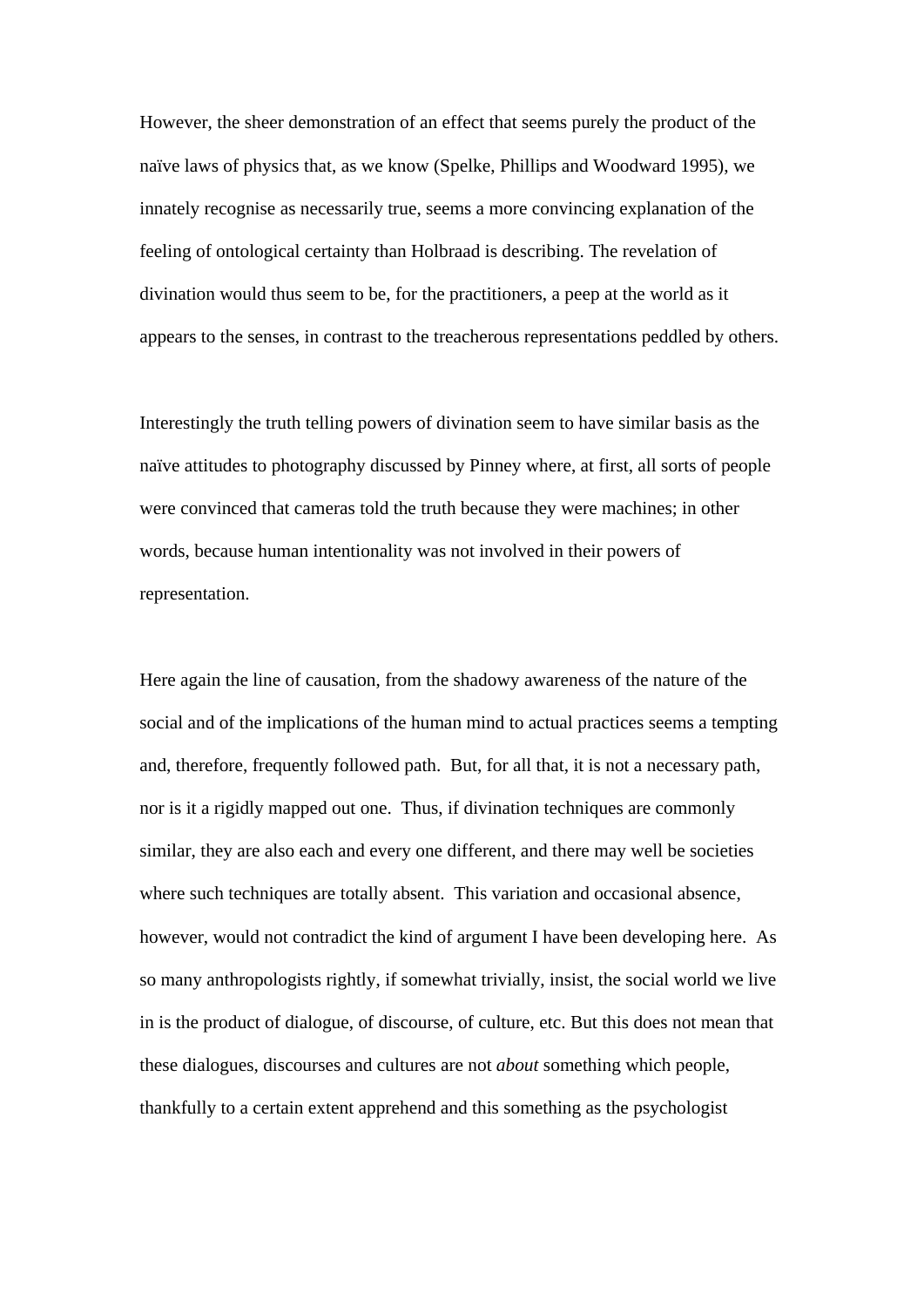However, the sheer demonstration of an effect that seems purely the product of the naïve laws of physics that, as we know (Spelke, Phillips and Woodward 1995), we innately recognise as necessarily true, seems a more convincing explanation of the feeling of ontological certainty than Holbraad is describing. The revelation of divination would thus seem to be, for the practitioners, a peep at the world as it appears to the senses, in contrast to the treacherous representations peddled by others.

Interestingly the truth telling powers of divination seem to have similar basis as the naïve attitudes to photography discussed by Pinney where, at first, all sorts of people were convinced that cameras told the truth because they were machines; in other words, because human intentionality was not involved in their powers of representation.

Here again the line of causation, from the shadowy awareness of the nature of the social and of the implications of the human mind to actual practices seems a tempting and, therefore, frequently followed path. But, for all that, it is not a necessary path, nor is it a rigidly mapped out one. Thus, if divination techniques are commonly similar, they are also each and every one different, and there may well be societies where such techniques are totally absent. This variation and occasional absence, however, would not contradict the kind of argument I have been developing here. As so many anthropologists rightly, if somewhat trivially, insist, the social world we live in is the product of dialogue, of discourse, of culture, etc. But this does not mean that these dialogues, discourses and cultures are not *about* something which people, thankfully to a certain extent apprehend and this something as the psychologist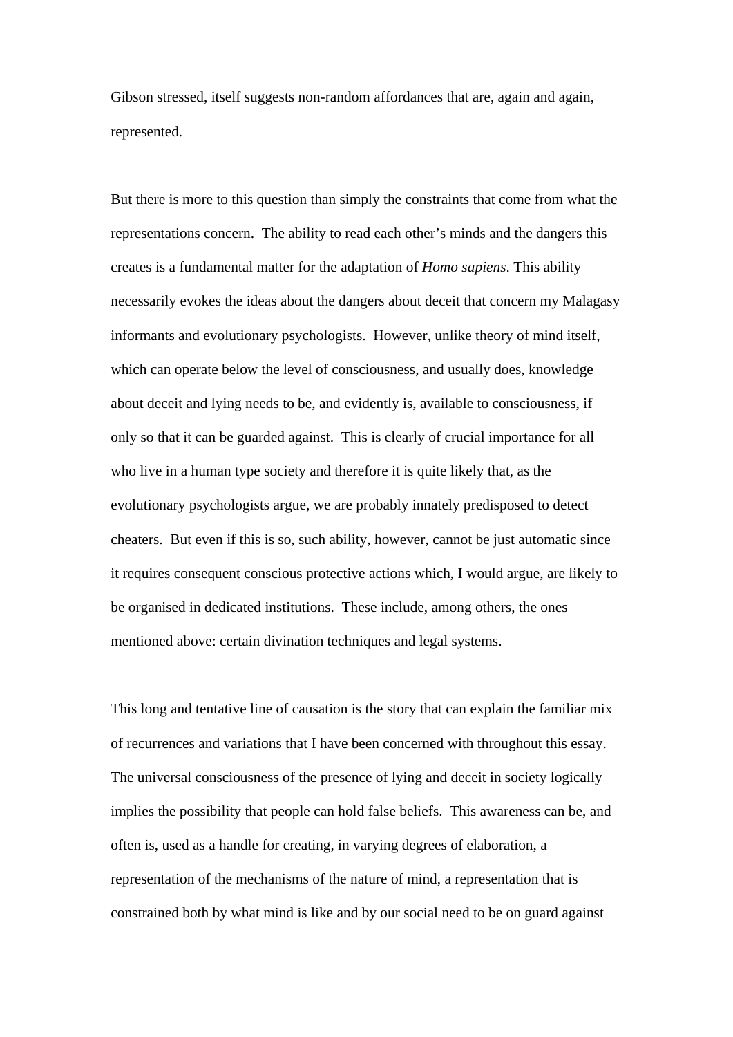Gibson stressed, itself suggests non-random affordances that are, again and again, represented.

But there is more to this question than simply the constraints that come from what the representations concern. The ability to read each other's minds and the dangers this creates is a fundamental matter for the adaptation of *Homo sapiens*. This ability necessarily evokes the ideas about the dangers about deceit that concern my Malagasy informants and evolutionary psychologists. However, unlike theory of mind itself, which can operate below the level of consciousness, and usually does, knowledge about deceit and lying needs to be, and evidently is, available to consciousness, if only so that it can be guarded against. This is clearly of crucial importance for all who live in a human type society and therefore it is quite likely that, as the evolutionary psychologists argue, we are probably innately predisposed to detect cheaters. But even if this is so, such ability, however, cannot be just automatic since it requires consequent conscious protective actions which, I would argue, are likely to be organised in dedicated institutions. These include, among others, the ones mentioned above: certain divination techniques and legal systems.

This long and tentative line of causation is the story that can explain the familiar mix of recurrences and variations that I have been concerned with throughout this essay. The universal consciousness of the presence of lying and deceit in society logically implies the possibility that people can hold false beliefs. This awareness can be, and often is, used as a handle for creating, in varying degrees of elaboration, a representation of the mechanisms of the nature of mind, a representation that is constrained both by what mind is like and by our social need to be on guard against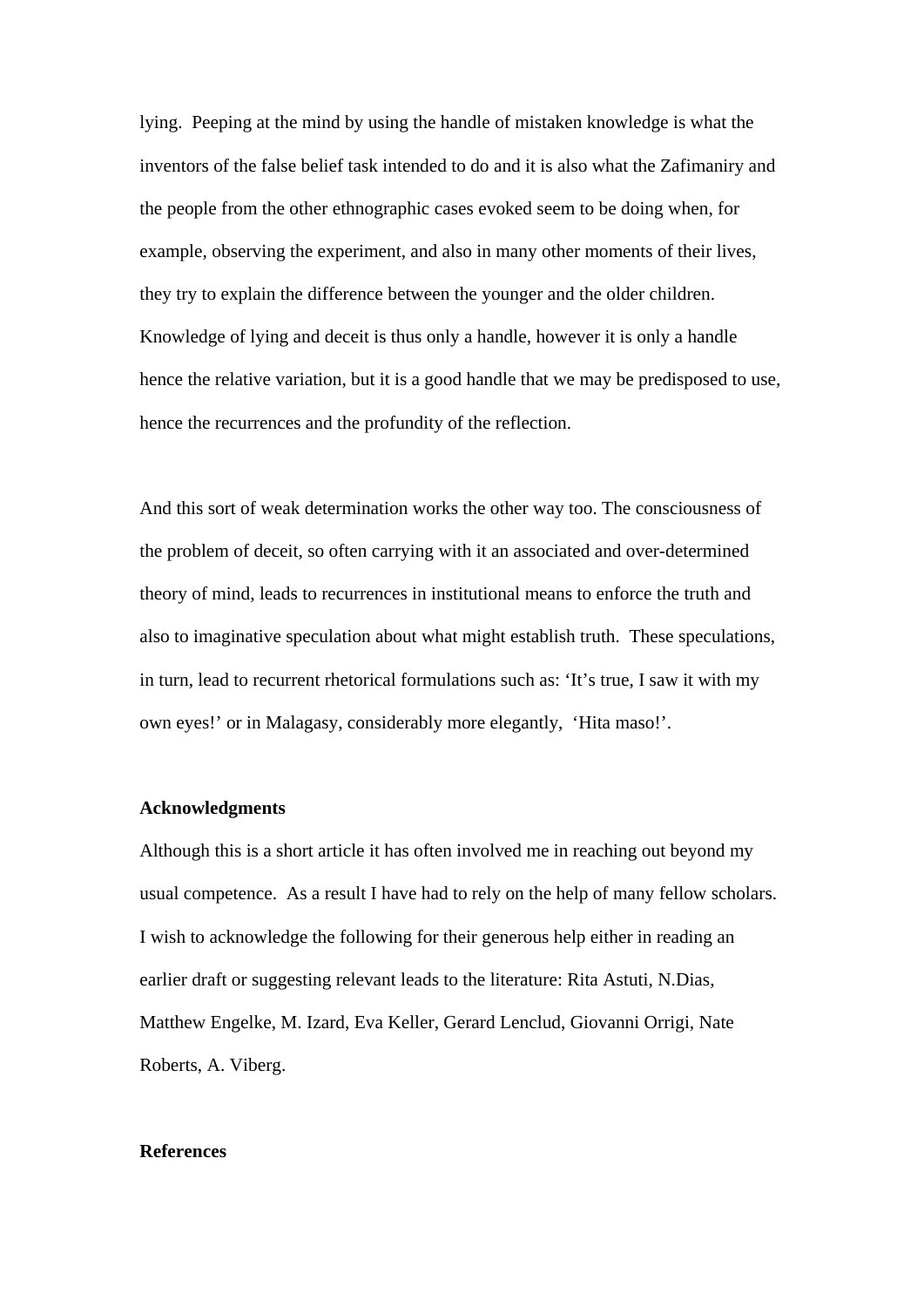lying.  Peeping at the mind by using the handle of mistaken knowledge is what the inventors of the false belief task intended to do and it is also what the Zafimaniry and the people from the other ethnographic cases evoked seem to be doing when, for example, observing the experiment, and also in many other moments of their lives, they try to explain the difference between the younger and the older children. Knowledge of lying and deceit is thus only a handle, however it is only a handle hence the relative variation, but it is a good handle that we may be predisposed to use, hence the recurrences and the profundity of the reflection.

And this sort of weak determination works the other way too. The consciousness of the problem of deceit, so often carrying with it an associated and over-determined theory of mind, leads to recurrences in institutional means to enforce the truth and also to imaginative speculation about what might establish truth.  These speculations, in turn, lead to recurrent rhetorical formulations such as: 'It's true, I saw it with my own eyes!' or in Malagasy, considerably more elegantly,  'Hita maso!'.

**Acknowledgments**

Although this is a short article it has often involved me in reaching out beyond my usual competence.  As a result I have had to rely on the help of many fellow scholars. I wish to acknowledge the following for their generous help either in reading an earlier draft or suggesting relevant leads to the literature: Rita Astuti, N.Dias, Matthew Engelke, M. Izard, Eva Keller, Gerard Lenclud, Giovanni Orrigi, Nate Roberts, A. Viberg.

**References**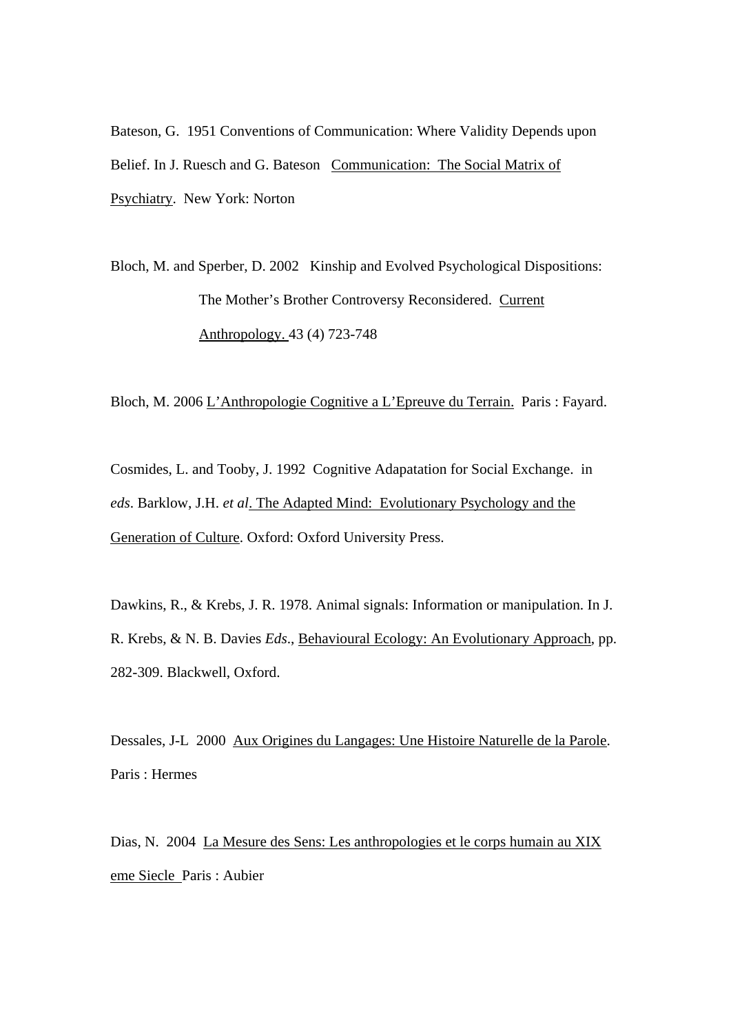Bateson, G. 1951 Conventions of Communication: Where Validity Depends upon Belief. In J. Ruesch and G. Bateson Communication: The Social Matrix of Psychiatry. New York: Norton

Bloch, M. and Sperber, D. 2002 Kinship and Evolved Psychological Dispositions: The Mother's Brother Controversy Reconsidered. Current Anthropology. 43 (4) 723-748

Bloch, M. 2006 L'Anthropologie Cognitive a L'Epreuve du Terrain. Paris : Fayard.

Cosmides, L. and Tooby, J. 1992 Cognitive Adapatation for Social Exchange. in *eds*. Barklow, J.H. *et al*. The Adapted Mind: Evolutionary Psychology and the Generation of Culture. Oxford: Oxford University Press.

Dawkins, R., & Krebs, J. R. 1978. Animal signals: Information or manipulation. In J. R. Krebs, & N. B. Davies *Eds*., Behavioural Ecology: An Evolutionary Approach, pp. 282-309. Blackwell, Oxford.

Dessales, J-L 2000 Aux Origines du Langages: Une Histoire Naturelle de la Parole. Paris : Hermes

Dias, N. 2004 La Mesure des Sens: Les anthropologies et le corps humain au XIX eme Siecle Paris : Aubier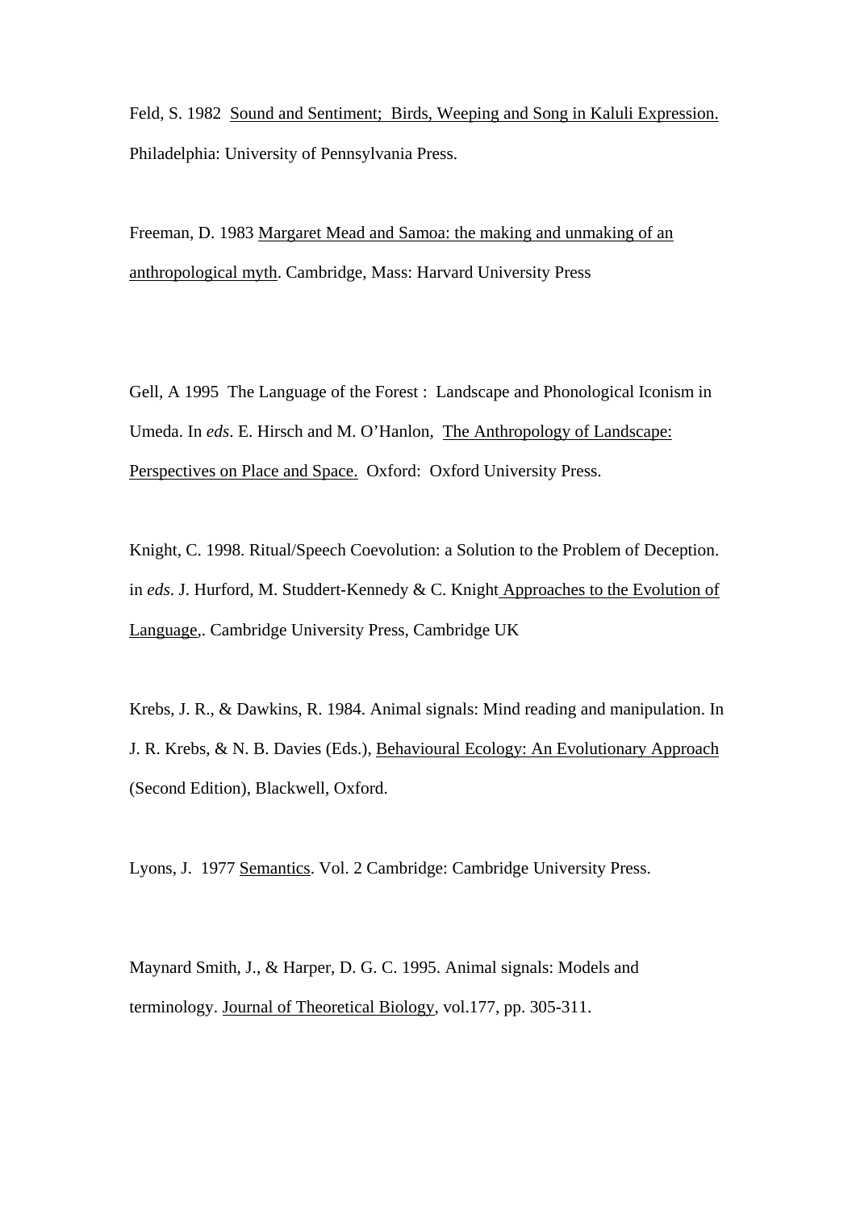Feld, S. 1982 Sound and Sentiment; Birds, Weeping and Song in Kaluli Expression. Philadelphia: University of Pennsylvania Press.

Freeman, D. 1983 Margaret Mead and Samoa: the making and unmaking of an anthropological myth. Cambridge, Mass: Harvard University Press

Gell, A 1995 The Language of the Forest : Landscape and Phonological Iconism in Umeda. In *eds*. E. Hirsch and M. O'Hanlon, The Anthropology of Landscape: Perspectives on Place and Space. Oxford: Oxford University Press.

Knight, C. 1998. Ritual/Speech Coevolution: a Solution to the Problem of Deception. in *eds*. J. Hurford, M. Studdert-Kennedy & C. Knight Approaches to the Evolution of Language,. Cambridge University Press, Cambridge UK

Krebs, J. R., & Dawkins, R. 1984. Animal signals: Mind reading and manipulation. In J. R. Krebs, & N. B. Davies (Eds.), Behavioural Ecology: An Evolutionary Approach (Second Edition), Blackwell, Oxford.

Lyons, J. 1977 Semantics. Vol. 2 Cambridge: Cambridge University Press.

Maynard Smith, J., & Harper, D. G. C. 1995. Animal signals: Models and terminology. Journal of Theoretical Biology, vol.177, pp. 305-311.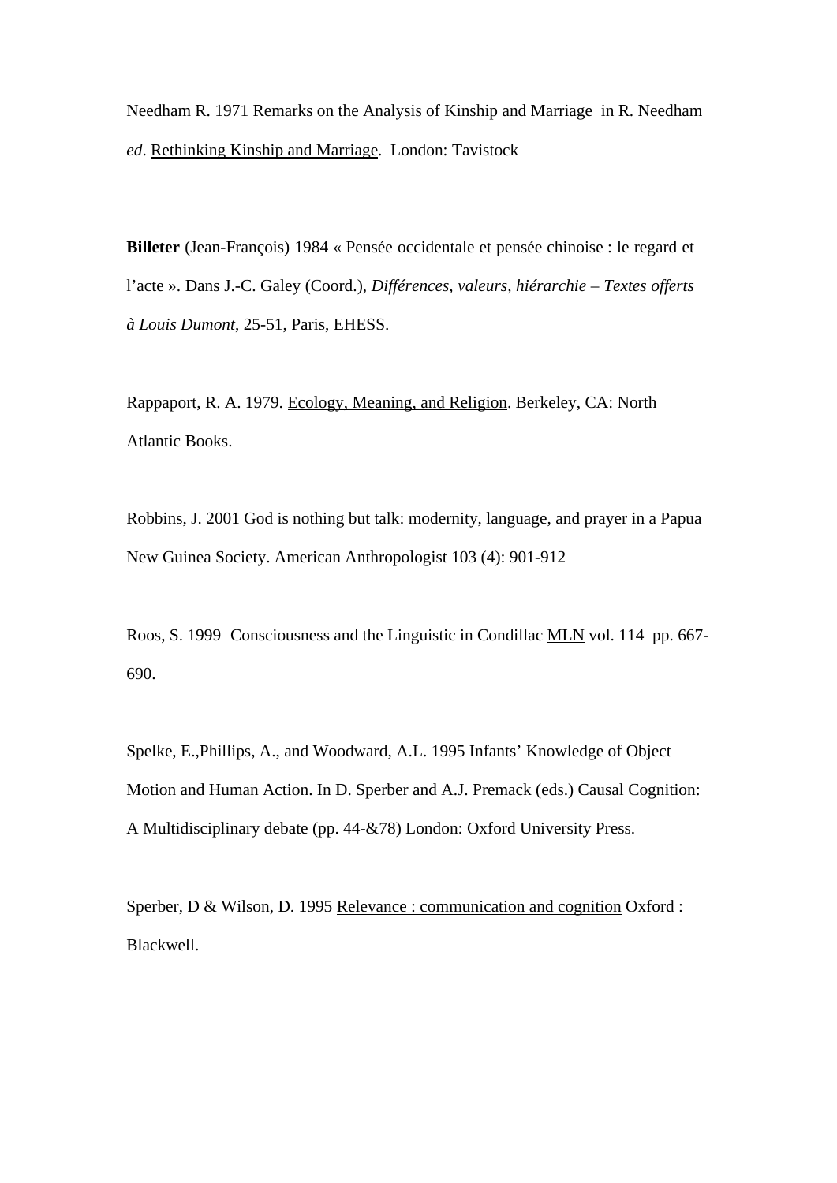Needham R. 1971 Remarks on the Analysis of Kinship and Marriage in R. Needham *ed*. Rethinking Kinship and Marriage. London: Tavistock

**Billeter** (Jean-François) 1984 « Pensée occidentale et pensée chinoise : le regard et l'acte ». Dans J.-C. Galey (Coord.), *Différences, valeurs, hiérarchie – Textes offerts à Louis Dumont*, 25-51, Paris, EHESS.

Rappaport, R. A. 1979. Ecology, Meaning, and Religion. Berkeley, CA: North Atlantic Books.

Robbins, J. 2001 God is nothing but talk: modernity, language, and prayer in a Papua New Guinea Society. American Anthropologist 103 (4): 901-912

Roos, S. 1999 Consciousness and the Linguistic in Condillac MLN vol. 114 pp. 667-690.

Spelke, E.,Phillips, A., and Woodward, A.L. 1995 Infants' Knowledge of Object Motion and Human Action. In D. Sperber and A.J. Premack (eds.) Causal Cognition: A Multidisciplinary debate (pp. 44-&78) London: Oxford University Press.

Sperber, D & Wilson, D. 1995 Relevance : communication and cognition Oxford : Blackwell.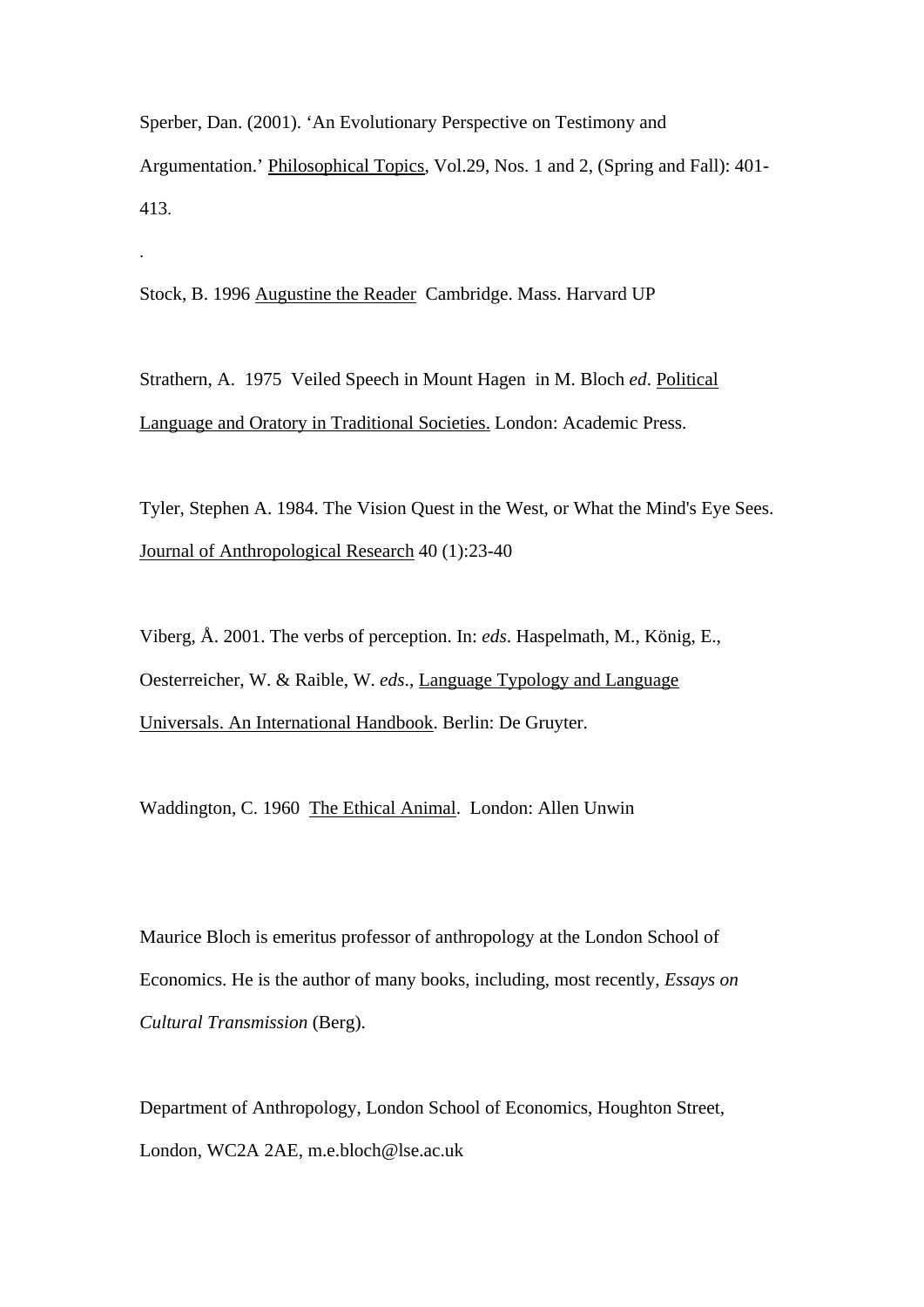Sperber, Dan. (2001). 'An Evolutionary Perspective on Testimony and Argumentation.' Philosophical Topics, Vol.29, Nos. 1 and 2, (Spring and Fall): 401-413.

.

Stock, B. 1996 Augustine the Reader Cambridge. Mass. Harvard UP

Strathern, A. 1975 Veiled Speech in Mount Hagen in M. Bloch *ed*. Political Language and Oratory in Traditional Societies. London: Academic Press.

Tyler, Stephen A. 1984. The Vision Quest in the West, or What the Mind's Eye Sees. Journal of Anthropological Research 40 (1):23-40

Viberg, Å. 2001. The verbs of perception. In: *eds*. Haspelmath, M., König, E., Oesterreicher, W. & Raible, W. *eds*., Language Typology and Language Universals. An International Handbook. Berlin: De Gruyter.

Waddington, C. 1960 The Ethical Animal. London: Allen Unwin

Maurice Bloch is emeritus professor of anthropology at the London School of Economics. He is the author of many books, including, most recently, *Essays on Cultural Transmission* (Berg).

Department of Anthropology, London School of Economics, Houghton Street, London, WC2A 2AE, m.e.bloch@lse.ac.uk